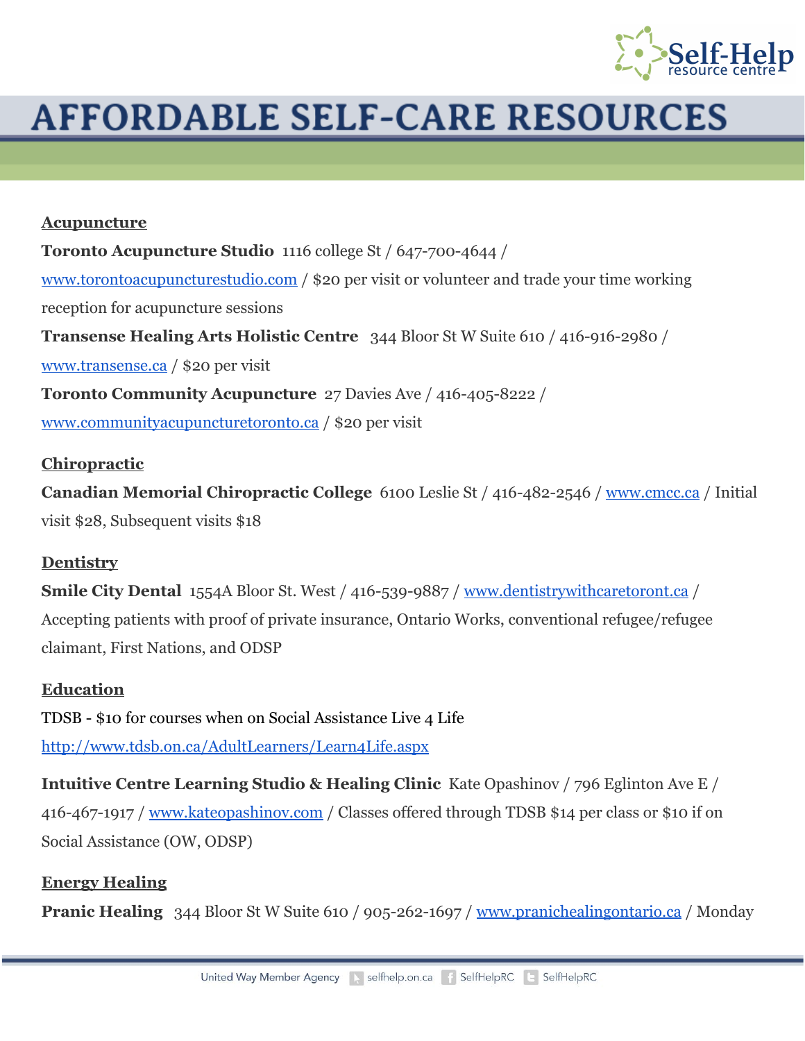# AFFORDABLE SELF-CARE RESOURCES

## Acupuncture

**Toronto Acupuncture Studio** 1116 college St / 647-700-4644 / www.torontoacupuncturestudio.com / $20 per visit or volunteer and trade your time working reception for acupuncture sessions

**Transense Healing Arts Holistic Centre** 344 Bloor St W Suite 610 / 416-916-2980 / www.transense.ca / $20 per visit

**Toronto Community Acupuncture** 27 Davies Ave / 416-405-8222 / www.communityacupuncturetoronto.ca / $20 per visit

## Chiropractic

**Canadian Memorial Chiropractic College** 6100 Leslie St / 416-482-2546 / www.cmcc.ca / Initial visit $28, Subsequent visits $18

## Dentistry

**Smile City Dental** 1554A Bloor St. West / 416-539-9887 / www.dentistrywithcaretoront.ca / Accepting patients with proof of private insurance, Ontario Works, conventional refugee/refugee claimant, First Nations, and ODSP

## Education

TDSB - $10 for courses when on Social Assistance Live 4 Life
http://www.tdsb.on.ca/AdultLearners/Learn4Life.aspx

**Intuitive Centre Learning Studio & Healing Clinic** Kate Opashinov / 796 Eglinton Ave E / 416-467-1917 / www.kateopashinov.com / Classes offered through TDSB $14 per class or $10 if on Social Assistance (OW, ODSP)

## Energy Healing

**Pranic Healing** 344 Bloor St W Suite 610 / 905-262-1697 / www.pranichealingontario.ca / Monday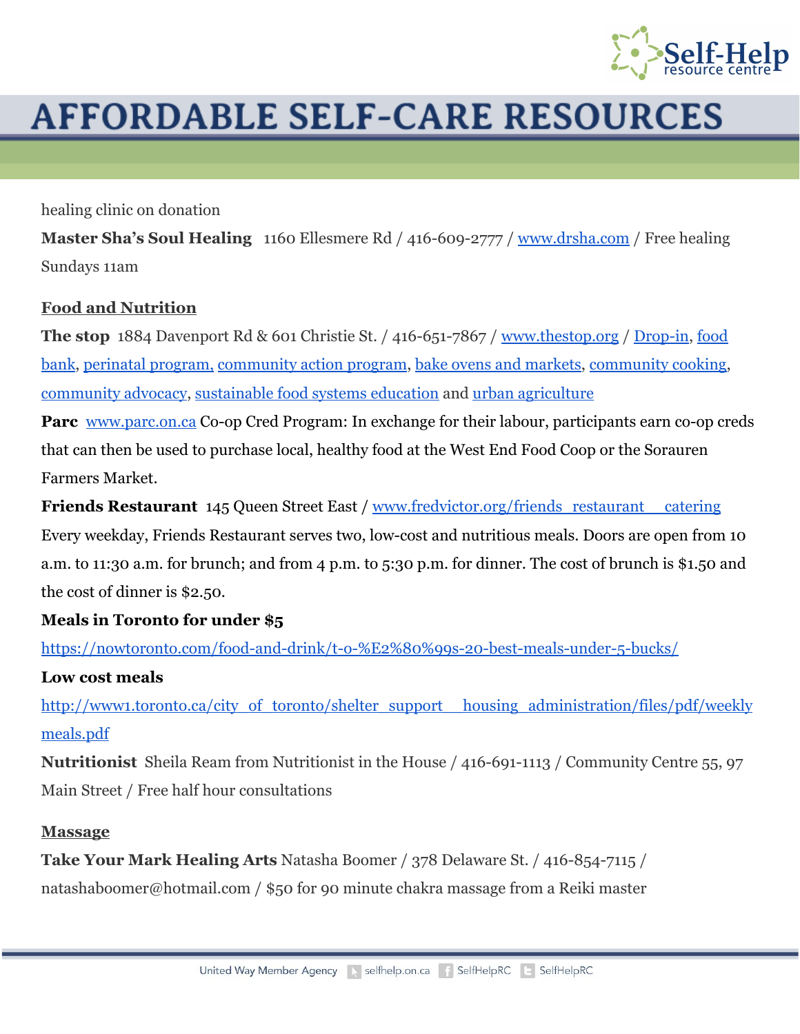healing clinic on donation

**Master Sha's Soul Healing** 1160 Ellesmere Rd / 416-609-2777 / www.drsha.com / Free healing Sundays 11am

## Food and Nutrition

**The stop** 1884 Davenport Rd & 601 Christie St. / 416-651-7867 / www.thestop.org / Drop-in, food bank, perinatal program, community action program, bake ovens and markets, community cooking, community advocacy, sustainable food systems education and urban agriculture

**Parc** www.parc.on.ca Co-op Cred Program: In exchange for their labour, participants earn co-op creds that can then be used to purchase local, healthy food at the West End Food Coop or the Sorauren Farmers Market.

**Friends Restaurant** 145 Queen Street East / www.fredvictor.org/friends_restaurant___catering Every weekday, Friends Restaurant serves two, low-cost and nutritious meals. Doors are open from 10 a.m. to 11:30 a.m. for brunch; and from 4 p.m. to 5:30 p.m. for dinner. The cost of brunch is $1.50 and the cost of dinner is $2.50.

**Meals in Toronto for under $5**

https://nowtoronto.com/food-and-drink/t-o-%E2%80%99s-20-best-meals-under-5-bucks/

**Low cost meals**

http://www1.toronto.ca/city_of_toronto/shelter_support___housing_administration/files/pdf/weeklymeals.pdf

**Nutritionist** Sheila Ream from Nutritionist in the House / 416-691-1113 / Community Centre 55, 97 Main Street / Free half hour consultations

## Massage

**Take Your Mark Healing Arts** Natasha Boomer / 378 Delaware St. / 416-854-7115 / natashaboomer@hotmail.com / $50 for 90 minute chakra massage from a Reiki master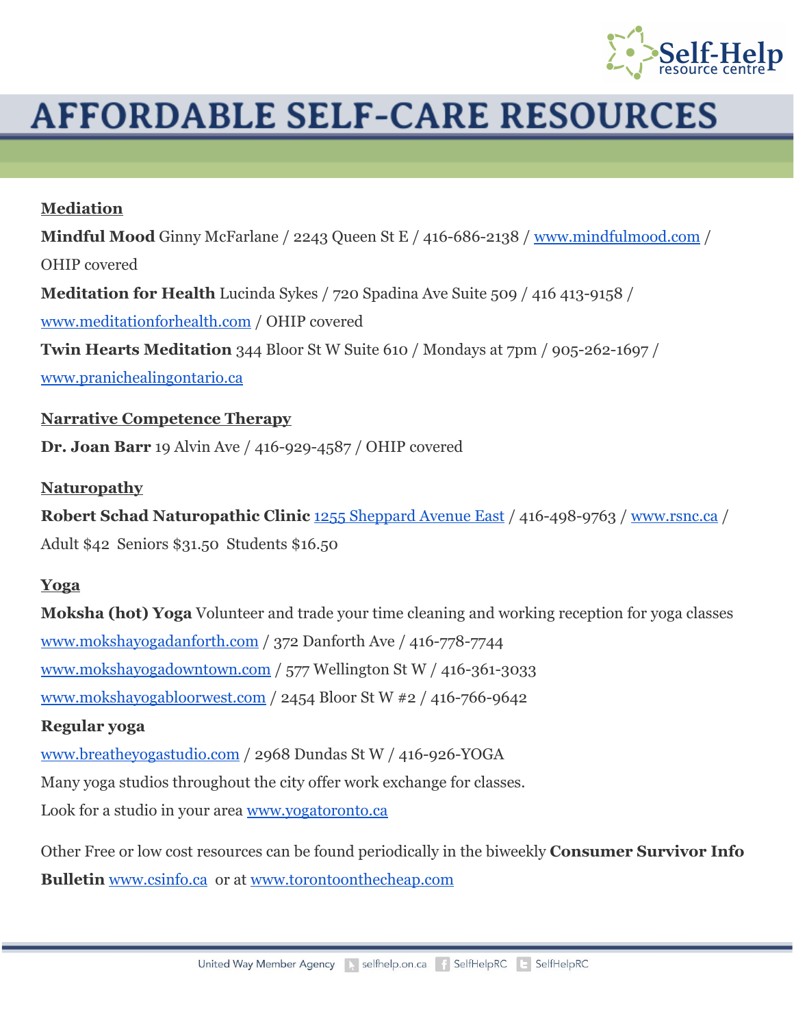# AFFORDABLE SELF-CARE RESOURCES

## Mediation

**Mindful Mood** Ginny McFarlane / 2243 Queen St E / 416-686-2138 / www.mindfulmood.com / OHIP covered

**Meditation for Health** Lucinda Sykes / 720 Spadina Ave Suite 509 / 416 413-9158 / www.meditationforhealth.com / OHIP covered

**Twin Hearts Meditation** 344 Bloor St W Suite 610 / Mondays at 7pm / 905-262-1697 / www.pranichealingontario.ca

## Narrative Competence Therapy

**Dr. Joan Barr** 19 Alvin Ave / 416-929-4587 / OHIP covered

## Naturopathy

**Robert Schad Naturopathic Clinic** 1255 Sheppard Avenue East / 416-498-9763 / www.rsnc.ca / Adult $42 Seniors $31.50 Students $16.50

## Yoga

**Moksha (hot) Yoga** Volunteer and trade your time cleaning and working reception for yoga classes

www.mokshayogadanforth.com / 372 Danforth Ave / 416-778-7744

www.mokshayogadowntown.com / 577 Wellington St W / 416-361-3033

www.mokshayogabloorwest.com / 2454 Bloor St W #2 / 416-766-9642

**Regular yoga**

www.breatheyogastudio.com / 2968 Dundas St W / 416-926-YOGA

Many yoga studios throughout the city offer work exchange for classes.

Look for a studio in your area www.yogatoronto.ca

Other Free or low cost resources can be found periodically in the biweekly **Consumer Survivor Info Bulletin** www.csinfo.ca or at www.torontoonthecheap.com